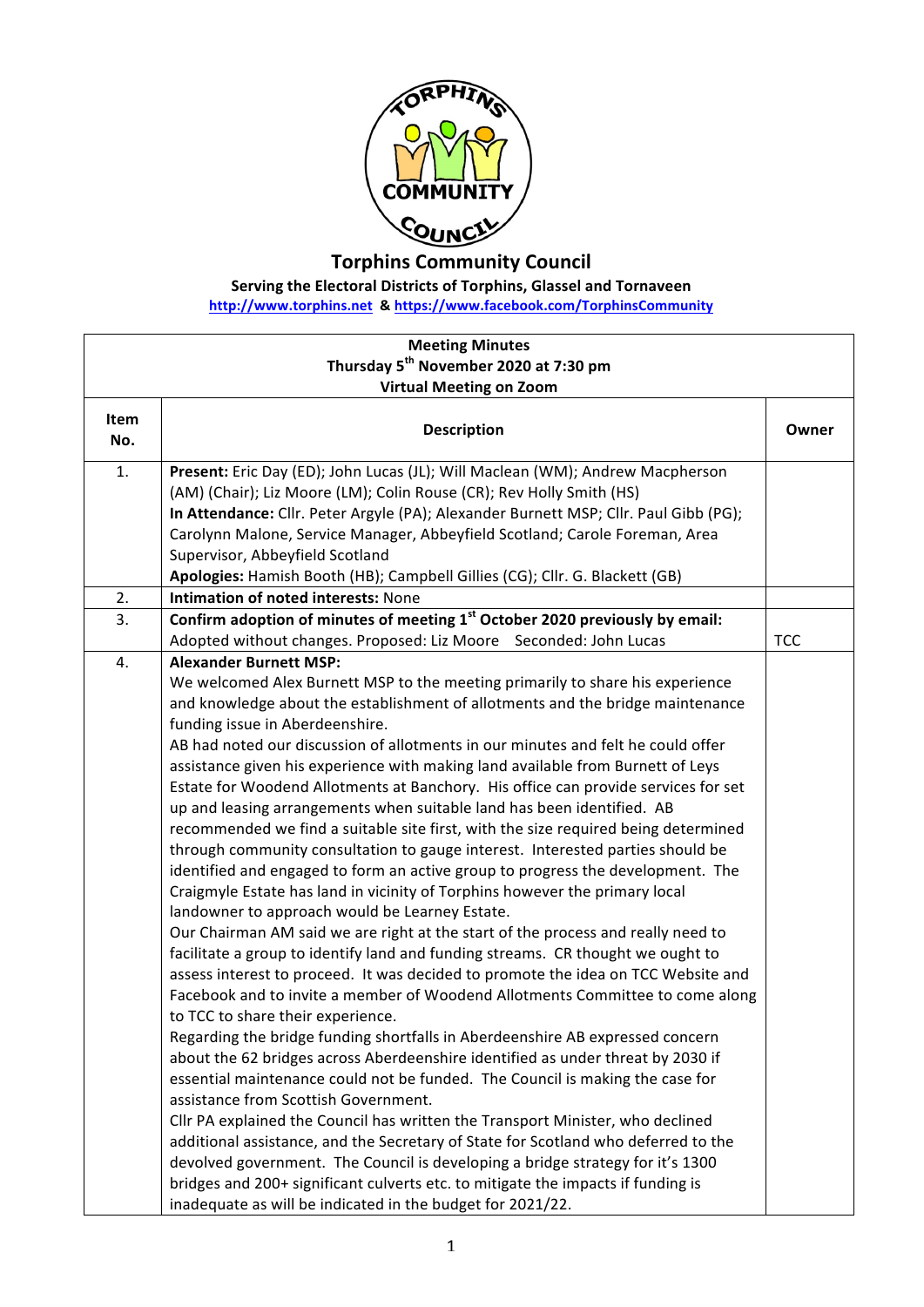# Torphins Community Council

**Serving the Electoral Districts of Torphins, Glassel and Tornaveen**

http://www.torphins.net & https://www.facebook.com/TorphinsCommunity

| Meeting Minutes<br>Thursday 5th November 2020 at 7:30 pm<br>Virtual Meeting on Zoom | | |
|---|---|---|
| **Item No.** | **Description** | **Owner** |
| 1. | **Present:** Eric Day (ED); John Lucas (JL); Will Maclean (WM); Andrew Macpherson (AM) (Chair); Liz Moore (LM); Colin Rouse (CR); Rev Holly Smith (HS)<br>**In Attendance:** Cllr. Peter Argyle (PA); Alexander Burnett MSP; Cllr. Paul Gibb (PG); Carolynn Malone, Service Manager, Abbeyfield Scotland; Carole Foreman, Area Supervisor, Abbeyfield Scotland<br>**Apologies:** Hamish Booth (HB); Campbell Gillies (CG); Cllr. G. Blackett (GB) | |
| 2. | **Intimation of noted interests:** None | |
| 3. | **Confirm adoption of minutes of meeting 1st October 2020 previously by email:**<br>Adopted without changes. Proposed: Liz Moore Seconded: John Lucas | TCC |
| 4. | **Alexander Burnett MSP:**<br>We welcomed Alex Burnett MSP to the meeting primarily to share his experience and knowledge about the establishment of allotments and the bridge maintenance funding issue in Aberdeenshire.<br>AB had noted our discussion of allotments in our minutes and felt he could offer assistance given his experience with making land available from Burnett of Leys Estate for Woodend Allotments at Banchory. His office can provide services for set up and leasing arrangements when suitable land has been identified. AB recommended we find a suitable site first, with the size required being determined through community consultation to gauge interest. Interested parties should be identified and engaged to form an active group to progress the development. The Craigmyle Estate has land in vicinity of Torphins however the primary local landowner to approach would be Learney Estate.<br>Our Chairman AM said we are right at the start of the process and really need to facilitate a group to identify land and funding streams. CR thought we ought to assess interest to proceed. It was decided to promote the idea on TCC Website and Facebook and to invite a member of Woodend Allotments Committee to come along to TCC to share their experience.<br>Regarding the bridge funding shortfalls in Aberdeenshire AB expressed concern about the 62 bridges across Aberdeenshire identified as under threat by 2030 if essential maintenance could not be funded. The Council is making the case for assistance from Scottish Government.<br>Cllr PA explained the Council has written the Transport Minister, who declined additional assistance, and the Secretary of State for Scotland who deferred to the devolved government. The Council is developing a bridge strategy for it's 1300 bridges and 200+ significant culverts etc. to mitigate the impacts if funding is inadequate as will be indicated in the budget for 2021/22. | |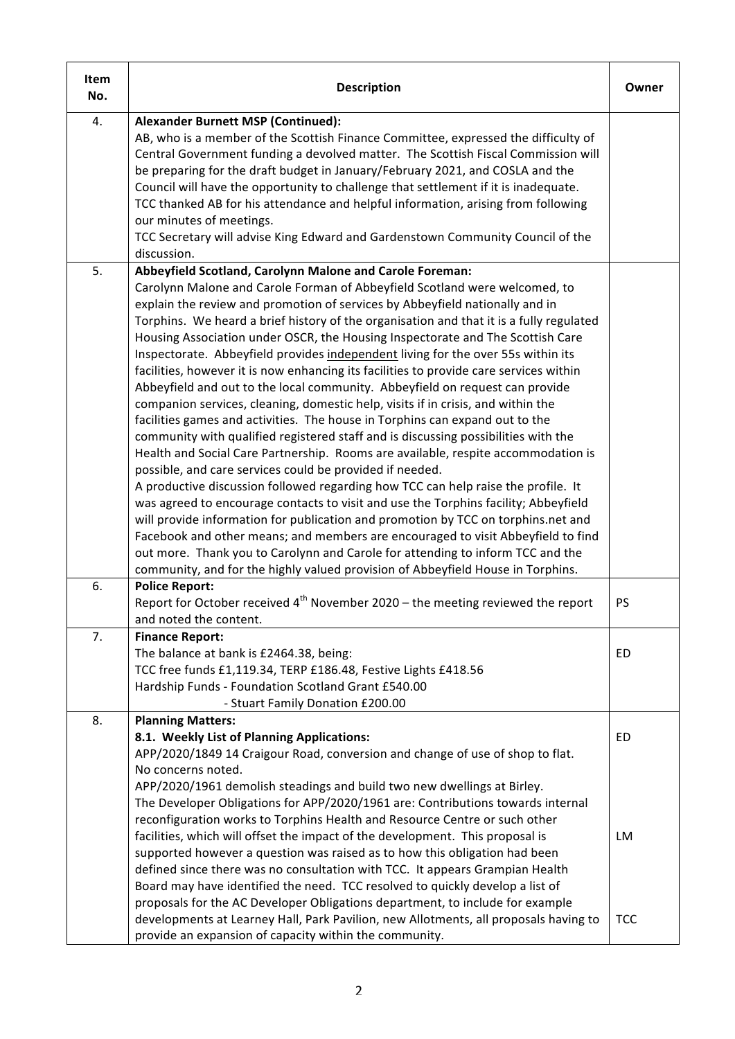| Item No. | Description | Owner |
|---|---|---|
| 4. | **Alexander Burnett MSP (Continued):**<br>AB, who is a member of the Scottish Finance Committee, expressed the difficulty of Central Government funding a devolved matter. The Scottish Fiscal Commission will be preparing for the draft budget in January/February 2021, and COSLA and the Council will have the opportunity to challenge that settlement if it is inadequate.<br>TCC thanked AB for his attendance and helpful information, arising from following our minutes of meetings.<br>TCC Secretary will advise King Edward and Gardenstown Community Council of the discussion. | |
| 5. | **Abbeyfield Scotland, Carolynn Malone and Carole Foreman:**<br>Carolynn Malone and Carole Forman of Abbeyfield Scotland were welcomed, to explain the review and promotion of services by Abbeyfield nationally and in Torphins. We heard a brief history of the organisation and that it is a fully regulated Housing Association under OSCR, the Housing Inspectorate and The Scottish Care Inspectorate. Abbeyfield provides independent living for the over 55s within its facilities, however it is now enhancing its facilities to provide care services within Abbeyfield and out to the local community. Abbeyfield on request can provide companion services, cleaning, domestic help, visits if in crisis, and within the facilities games and activities. The house in Torphins can expand out to the community with qualified registered staff and is discussing possibilities with the Health and Social Care Partnership. Rooms are available, respite accommodation is possible, and care services could be provided if needed.<br>A productive discussion followed regarding how TCC can help raise the profile. It was agreed to encourage contacts to visit and use the Torphins facility; Abbeyfield will provide information for publication and promotion by TCC on torphins.net and Facebook and other means; and members are encouraged to visit Abbeyfield to find out more. Thank you to Carolynn and Carole for attending to inform TCC and the community, and for the highly valued provision of Abbeyfield House in Torphins. | |
| 6. | **Police Report:**<br>Report for October received 4th November 2020 – the meeting reviewed the report and noted the content. | PS |
| 7. | **Finance Report:**<br>The balance at bank is £2464.38, being:<br>TCC free funds £1,119.34, TERP £186.48, Festive Lights £418.56<br>Hardship Funds - Foundation Scotland Grant £540.00<br>- Stuart Family Donation £200.00 | ED |
| 8. | **Planning Matters:**<br>**8.1. Weekly List of Planning Applications:**<br>APP/2020/1849 14 Craigour Road, conversion and change of use of shop to flat. No concerns noted.<br>APP/2020/1961 demolish steadings and build two new dwellings at Birley.<br>The Developer Obligations for APP/2020/1961 are: Contributions towards internal reconfiguration works to Torphins Health and Resource Centre or such other facilities, which will offset the impact of the development. This proposal is supported however a question was raised as to how this obligation had been defined since there was no consultation with TCC. It appears Grampian Health Board may have identified the need. TCC resolved to quickly develop a list of proposals for the AC Developer Obligations department, to include for example developments at Learney Hall, Park Pavilion, new Allotments, all proposals having to provide an expansion of capacity within the community. | ED<br><br>LM<br><br>TCC |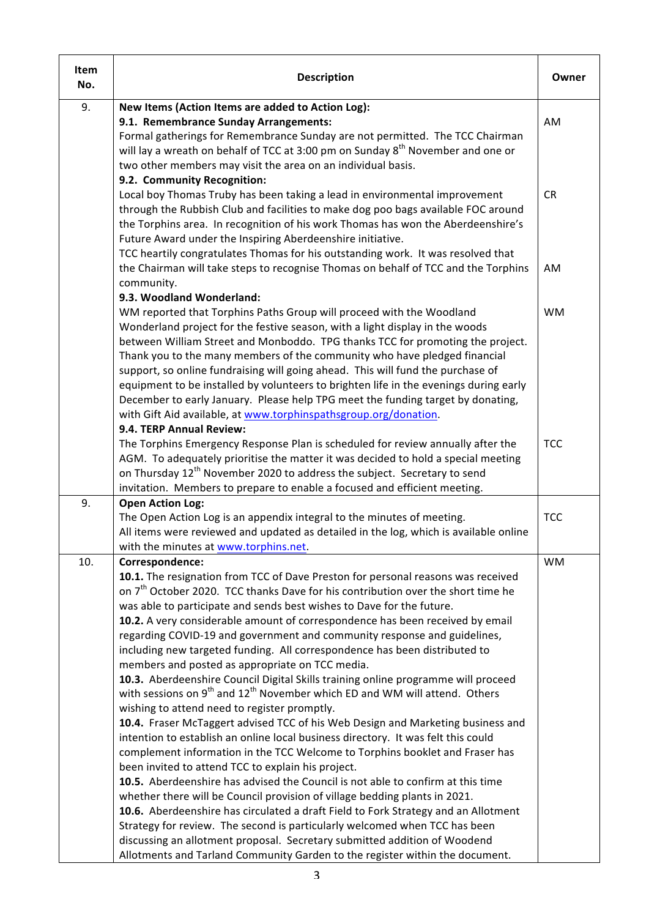| Item No. | Description | Owner |
|---|---|---|
| 9. | **New Items (Action Items are added to Action Log):**<br>**9.1. Remembrance Sunday Arrangements:**<br>Formal gatherings for Remembrance Sunday are not permitted. The TCC Chairman will lay a wreath on behalf of TCC at 3:00 pm on Sunday 8th November and one or two other members may visit the area on an individual basis.<br>**9.2. Community Recognition:**<br>Local boy Thomas Truby has been taking a lead in environmental improvement through the Rubbish Club and facilities to make dog poo bags available FOC around the Torphins area. In recognition of his work Thomas has won the Aberdeenshire's Future Award under the Inspiring Aberdeenshire initiative.<br>TCC heartily congratulates Thomas for his outstanding work. It was resolved that the Chairman will take steps to recognise Thomas on behalf of TCC and the Torphins community.<br>**9.3. Woodland Wonderland:**<br>WM reported that Torphins Paths Group will proceed with the Woodland Wonderland project for the festive season, with a light display in the woods between William Street and Monboddo. TPG thanks TCC for promoting the project. Thank you to the many members of the community who have pledged financial support, so online fundraising will going ahead. This will fund the purchase of equipment to be installed by volunteers to brighten life in the evenings during early December to early January. Please help TPG meet the funding target by donating, with Gift Aid available, at www.torphinspathsgroup.org/donation.<br>**9.4. TERP Annual Review:**<br>The Torphins Emergency Response Plan is scheduled for review annually after the AGM. To adequately prioritise the matter it was decided to hold a special meeting on Thursday 12th November 2020 to address the subject. Secretary to send invitation. Members to prepare to enable a focused and efficient meeting. | AM<br><br>CR<br><br>AM<br><br>WM<br><br>TCC |
| 9. | **Open Action Log:**<br>The Open Action Log is an appendix integral to the minutes of meeting.<br>All items were reviewed and updated as detailed in the log, which is available online with the minutes at www.torphins.net. | TCC |
| 10. | **Correspondence:**<br>**10.1.** The resignation from TCC of Dave Preston for personal reasons was received on 7th October 2020. TCC thanks Dave for his contribution over the short time he was able to participate and sends best wishes to Dave for the future.<br>**10.2.** A very considerable amount of correspondence has been received by email regarding COVID-19 and government and community response and guidelines, including new targeted funding. All correspondence has been distributed to members and posted as appropriate on TCC media.<br>**10.3.** Aberdeenshire Council Digital Skills training online programme will proceed with sessions on 9th and 12th November which ED and WM will attend. Others wishing to attend need to register promptly.<br>**10.4.** Fraser McTaggert advised TCC of his Web Design and Marketing business and intention to establish an online local business directory. It was felt this could complement information in the TCC Welcome to Torphins booklet and Fraser has been invited to attend TCC to explain his project.<br>**10.5.** Aberdeenshire has advised the Council is not able to confirm at this time whether there will be Council provision of village bedding plants in 2021.<br>**10.6.** Aberdeenshire has circulated a draft Field to Fork Strategy and an Allotment Strategy for review. The second is particularly welcomed when TCC has been discussing an allotment proposal. Secretary submitted addition of Woodend Allotments and Tarland Community Garden to the register within the document. | WM |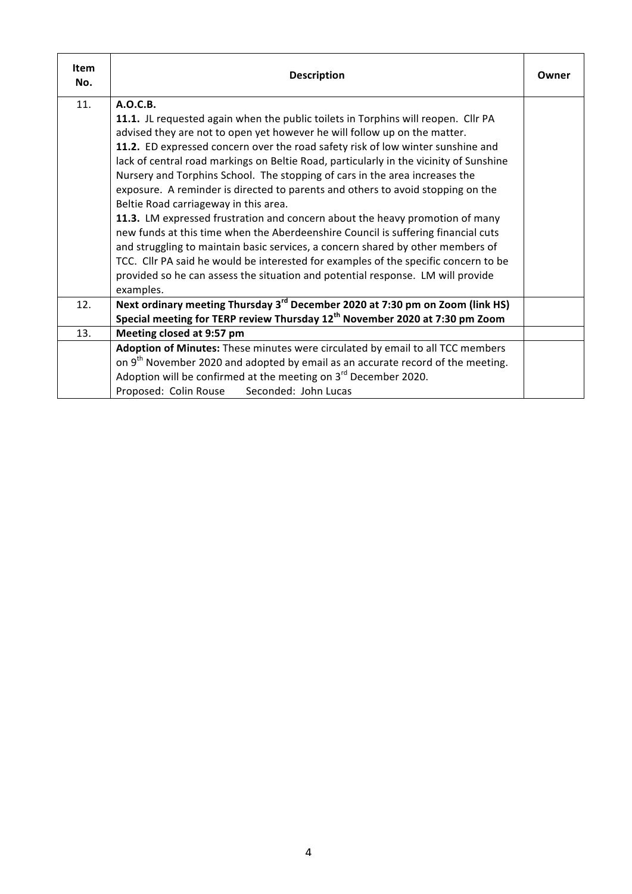| Item No. | Description | Owner |
|---|---|---|
| 11. | **A.O.C.B.**<br>**11.1.** JL requested again when the public toilets in Torphins will reopen. Cllr PA advised they are not to open yet however he will follow up on the matter.<br>**11.2.** ED expressed concern over the road safety risk of low winter sunshine and lack of central road markings on Beltie Road, particularly in the vicinity of Sunshine Nursery and Torphins School. The stopping of cars in the area increases the exposure. A reminder is directed to parents and others to avoid stopping on the Beltie Road carriageway in this area.<br>**11.3.** LM expressed frustration and concern about the heavy promotion of many new funds at this time when the Aberdeenshire Council is suffering financial cuts and struggling to maintain basic services, a concern shared by other members of TCC. Cllr PA said he would be interested for examples of the specific concern to be provided so he can assess the situation and potential response. LM will provide examples. | |
| 12. | **Next ordinary meeting Thursday 3rd December 2020 at 7:30 pm on Zoom (link HS)**<br>**Special meeting for TERP review Thursday 12th November 2020 at 7:30 pm Zoom** | |
| 13. | **Meeting closed at 9:57 pm** | |
| | **Adoption of Minutes:** These minutes were circulated by email to all TCC members on 9th November 2020 and adopted by email as an accurate record of the meeting. Adoption will be confirmed at the meeting on 3rd December 2020.<br>Proposed: Colin Rouse Seconded: John Lucas | |